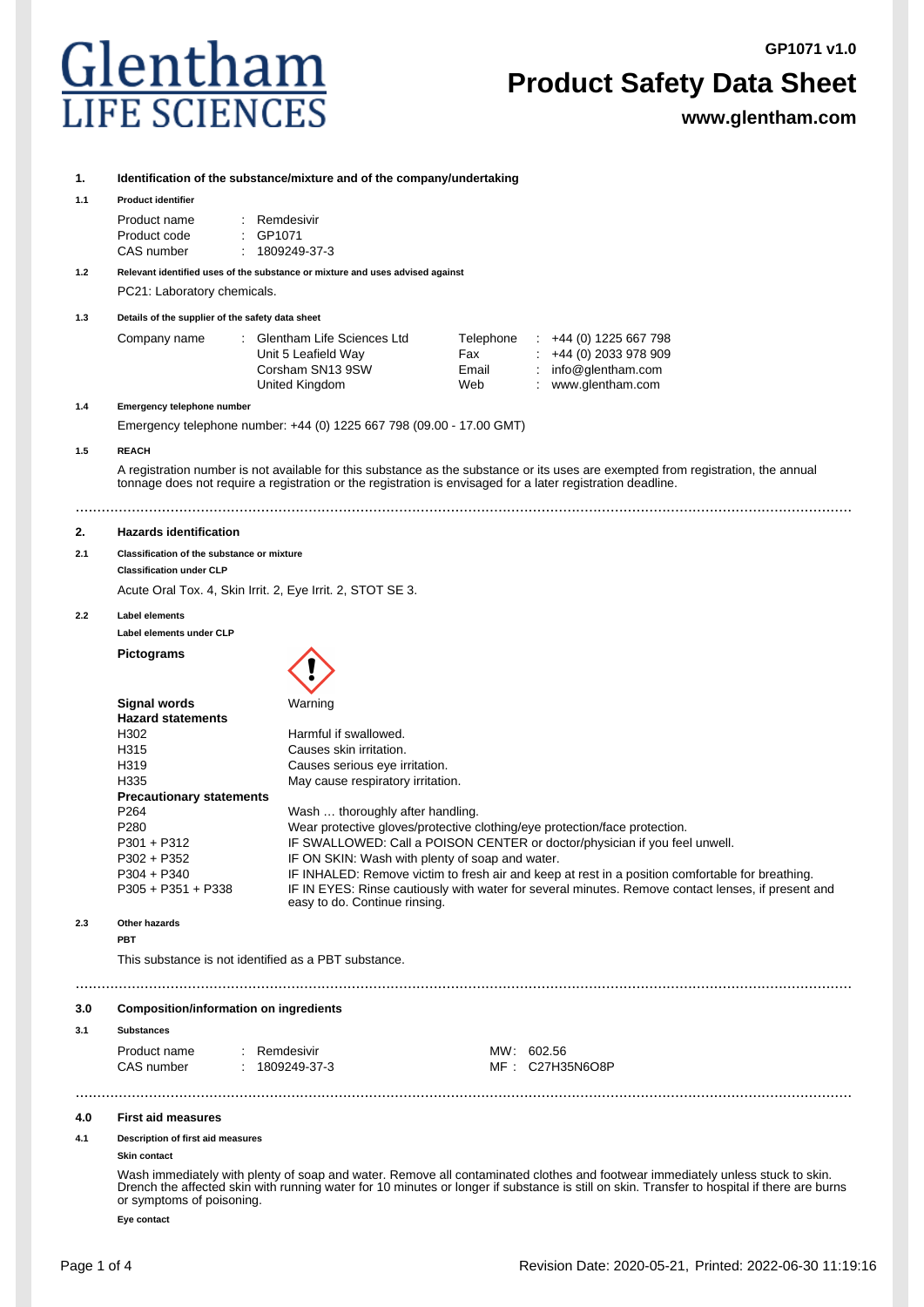# Glentham LIFE SCIENCES

GP1071 v1.0

## Product Safety Data Sheet

**www.glentham.com**

### 1. Identification of the substance/mixture and of the company/undertaking

**1.1 Product identifier**

| | | |
|---|---|---|
| Product name | : | Remdesivir |
| Product code | : | GP1071 |
| CAS number | : | 1809249-37-3 |

**1.2 Relevant identified uses of the substance or mixture and uses advised against**

PC21: Laboratory chemicals.

**1.3 Details of the supplier of the safety data sheet**

| | | | | | |
|---|---|---|---|---|---|
| Company name | : | Glentham Life Sciences Ltd | Telephone | : | +44 (0) 1225 667 798 |
| | | Unit 5 Leafield Way | Fax | : | +44 (0) 2033 978 909 |
| | | Corsham SN13 9SW | Email | : | info@glentham.com |
| | | United Kingdom | Web | : | www.glentham.com |

**1.4 Emergency telephone number**

Emergency telephone number: +44 (0) 1225 667 798 (09.00 - 17.00 GMT)

**1.5 REACH**

A registration number is not available for this substance as the substance or its uses are exempted from registration, the annual tonnage does not require a registration or the registration is envisaged for a later registration deadline.

### 2. Hazards identification

**2.1 Classification of the substance or mixture**

**Classification under CLP**

Acute Oral Tox. 4, Skin Irrit. 2, Eye Irrit. 2, STOT SE 3.

**2.2 Label elements**

**Label elements under CLP**

**Pictograms**

**Signal words** Warning

**Hazard statements**

| | |
|---|---|
| H302 | Harmful if swallowed. |
| H315 | Causes skin irritation. |
| H319 | Causes serious eye irritation. |
| H335 | May cause respiratory irritation. |

**Precautionary statements**

| | |
|---|---|
| P264 | Wash … thoroughly after handling. |
| P280 | Wear protective gloves/protective clothing/eye protection/face protection. |
| P301 + P312 | IF SWALLOWED: Call a POISON CENTER or doctor/physician if you feel unwell. |
| P302 + P352 | IF ON SKIN: Wash with plenty of soap and water. |
| P304 + P340 | IF INHALED: Remove victim to fresh air and keep at rest in a position comfortable for breathing. |
| P305 + P351 + P338 | IF IN EYES: Rinse cautiously with water for several minutes. Remove contact lenses, if present and easy to do. Continue rinsing. |

**2.3 Other hazards**

**PBT**

This substance is not identified as a PBT substance.

### 3.0 Composition/information on ingredients

**3.1 Substances**

| | | | | | |
|---|---|---|---|---|---|
| Product name | : | Remdesivir | MW | : | 602.56 |
| CAS number | : | 1809249-37-3 | MF | : | $C_{27}H_{35}N_6O_8P$ |

### 4.0 First aid measures

**4.1 Description of first aid measures**

**Skin contact**

Wash immediately with plenty of soap and water. Remove all contaminated clothes and footwear immediately unless stuck to skin. Drench the affected skin with running water for 10 minutes or longer if substance is still on skin. Transfer to hospital if there are burns or symptoms of poisoning.

**Eye contact**

Revision Date: 2020-05-21, Printed: 2022-06-30 11:19:16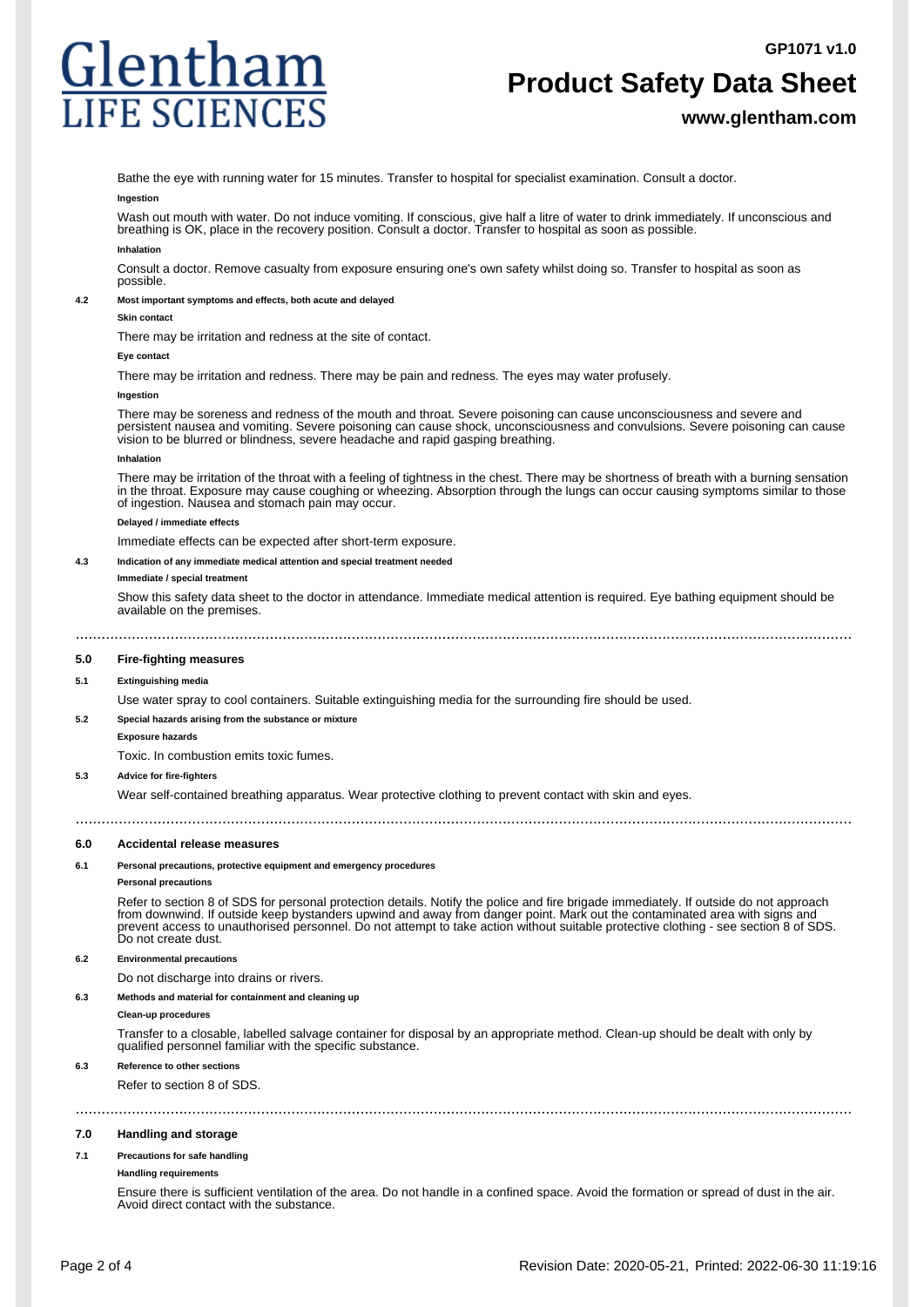Bathe the eye with running water for 15 minutes. Transfer to hospital for specialist examination. Consult a doctor.

**Ingestion**

Wash out mouth with water. Do not induce vomiting. If conscious, give half a litre of water to drink immediately. If unconscious and breathing is OK, place in the recovery position. Consult a doctor. Transfer to hospital as soon as possible.

**Inhalation**

Consult a doctor. Remove casualty from exposure ensuring one's own safety whilst doing so. Transfer to hospital as soon as possible.

**4.2 Most important symptoms and effects, both acute and delayed**

**Skin contact**

There may be irritation and redness at the site of contact.

**Eye contact**

There may be irritation and redness. There may be pain and redness. The eyes may water profusely.

**Ingestion**

There may be soreness and redness of the mouth and throat. Severe poisoning can cause unconsciousness and severe and persistent nausea and vomiting. Severe poisoning can cause shock, unconsciousness and convulsions. Severe poisoning can cause vision to be blurred or blindness, severe headache and rapid gasping breathing.

**Inhalation**

There may be irritation of the throat with a feeling of tightness in the chest. There may be shortness of breath with a burning sensation in the throat. Exposure may cause coughing or wheezing. Absorption through the lungs can occur causing symptoms similar to those of ingestion. Nausea and stomach pain may occur.

**Delayed / immediate effects**

Immediate effects can be expected after short-term exposure.

**4.3 Indication of any immediate medical attention and special treatment needed**

**Immediate / special treatment**

Show this safety data sheet to the doctor in attendance. Immediate medical attention is required. Eye bathing equipment should be available on the premises.

## 5.0 Fire-fighting measures

**5.1 Extinguishing media**

Use water spray to cool containers. Suitable extinguishing media for the surrounding fire should be used.

**5.2 Special hazards arising from the substance or mixture**

**Exposure hazards**

Toxic. In combustion emits toxic fumes.

**5.3 Advice for fire-fighters**

Wear self-contained breathing apparatus. Wear protective clothing to prevent contact with skin and eyes.

## 6.0 Accidental release measures

**6.1 Personal precautions, protective equipment and emergency procedures**

**Personal precautions**

Refer to section 8 of SDS for personal protection details. Notify the police and fire brigade immediately. If outside do not approach from downwind. If outside keep bystanders upwind and away from danger point. Mark out the contaminated area with signs and prevent access to unauthorised personnel. Do not attempt to take action without suitable protective clothing - see section 8 of SDS. Do not create dust.

**6.2 Environmental precautions**

Do not discharge into drains or rivers.

**6.3 Methods and material for containment and cleaning up**

**Clean-up procedures**

Transfer to a closable, labelled salvage container for disposal by an appropriate method. Clean-up should be dealt with only by qualified personnel familiar with the specific substance.

**6.3 Reference to other sections**

Refer to section 8 of SDS.

## 7.0 Handling and storage

**7.1 Precautions for safe handling**

**Handling requirements**

Ensure there is sufficient ventilation of the area. Do not handle in a confined space. Avoid the formation or spread of dust in the air. Avoid direct contact with the substance.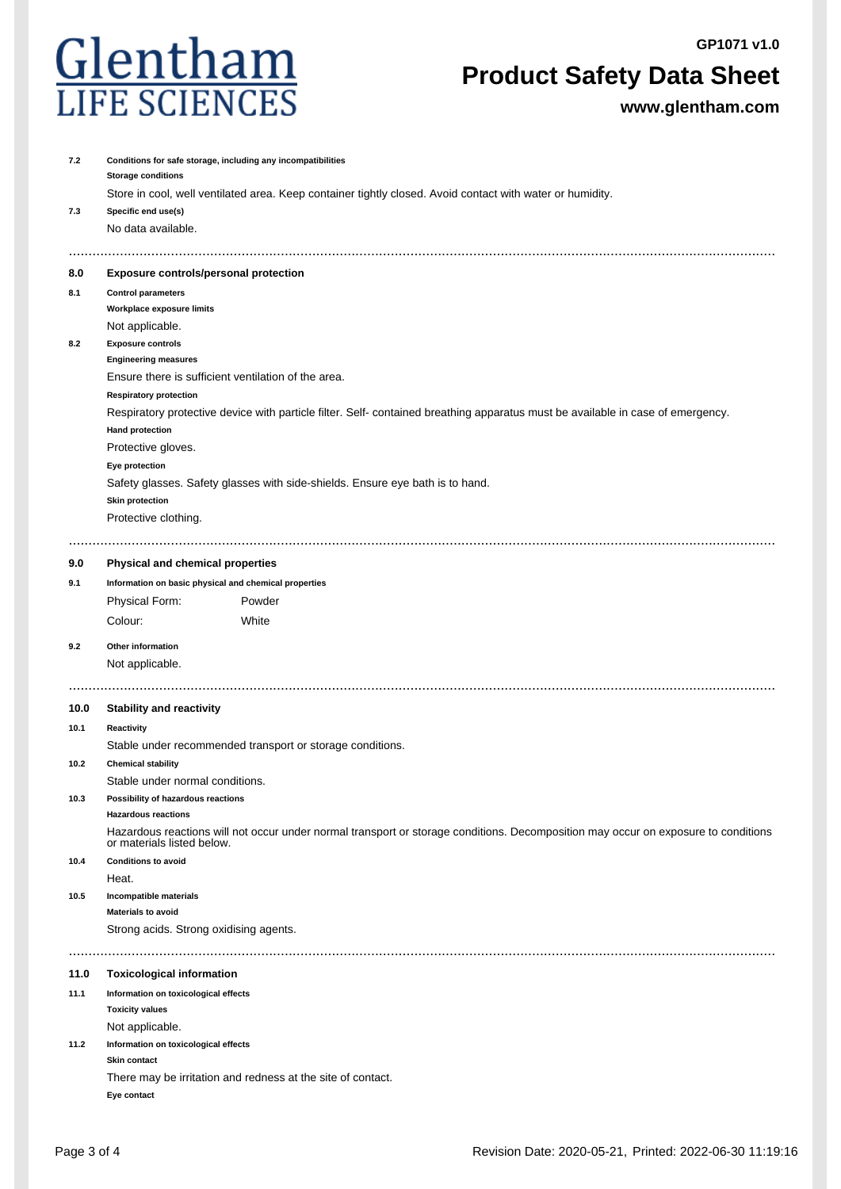**7.2 Conditions for safe storage, including any incompatibilities**

**Storage conditions**

Store in cool, well ventilated area. Keep container tightly closed. Avoid contact with water or humidity.

**7.3 Specific end use(s)**

No data available.

---

## 8.0 Exposure controls/personal protection

**8.1 Control parameters**

**Workplace exposure limits**

Not applicable.

**8.2 Exposure controls**

**Engineering measures**

Ensure there is sufficient ventilation of the area.

**Respiratory protection**

Respiratory protective device with particle filter. Self- contained breathing apparatus must be available in case of emergency.

**Hand protection**

Protective gloves.

**Eye protection**

Safety glasses. Safety glasses with side-shields. Ensure eye bath is to hand.

**Skin protection**

Protective clothing.

---

## 9.0 Physical and chemical properties

**9.1 Information on basic physical and chemical properties**

| | |
|---|---|
| Physical Form: | Powder |
| Colour: | White |

**9.2 Other information**

Not applicable.

---

## 10.0 Stability and reactivity

**10.1 Reactivity**

Stable under recommended transport or storage conditions.

**10.2 Chemical stability**

Stable under normal conditions.

**10.3 Possibility of hazardous reactions**

**Hazardous reactions**

Hazardous reactions will not occur under normal transport or storage conditions. Decomposition may occur on exposure to conditions or materials listed below.

**10.4 Conditions to avoid**

Heat.

**10.5 Incompatible materials**

**Materials to avoid**

Strong acids. Strong oxidising agents.

---

## 11.0 Toxicological information

**11.1 Information on toxicological effects**

**Toxicity values**

Not applicable.

**11.2 Information on toxicological effects**

**Skin contact**

There may be irritation and redness at the site of contact.

**Eye contact**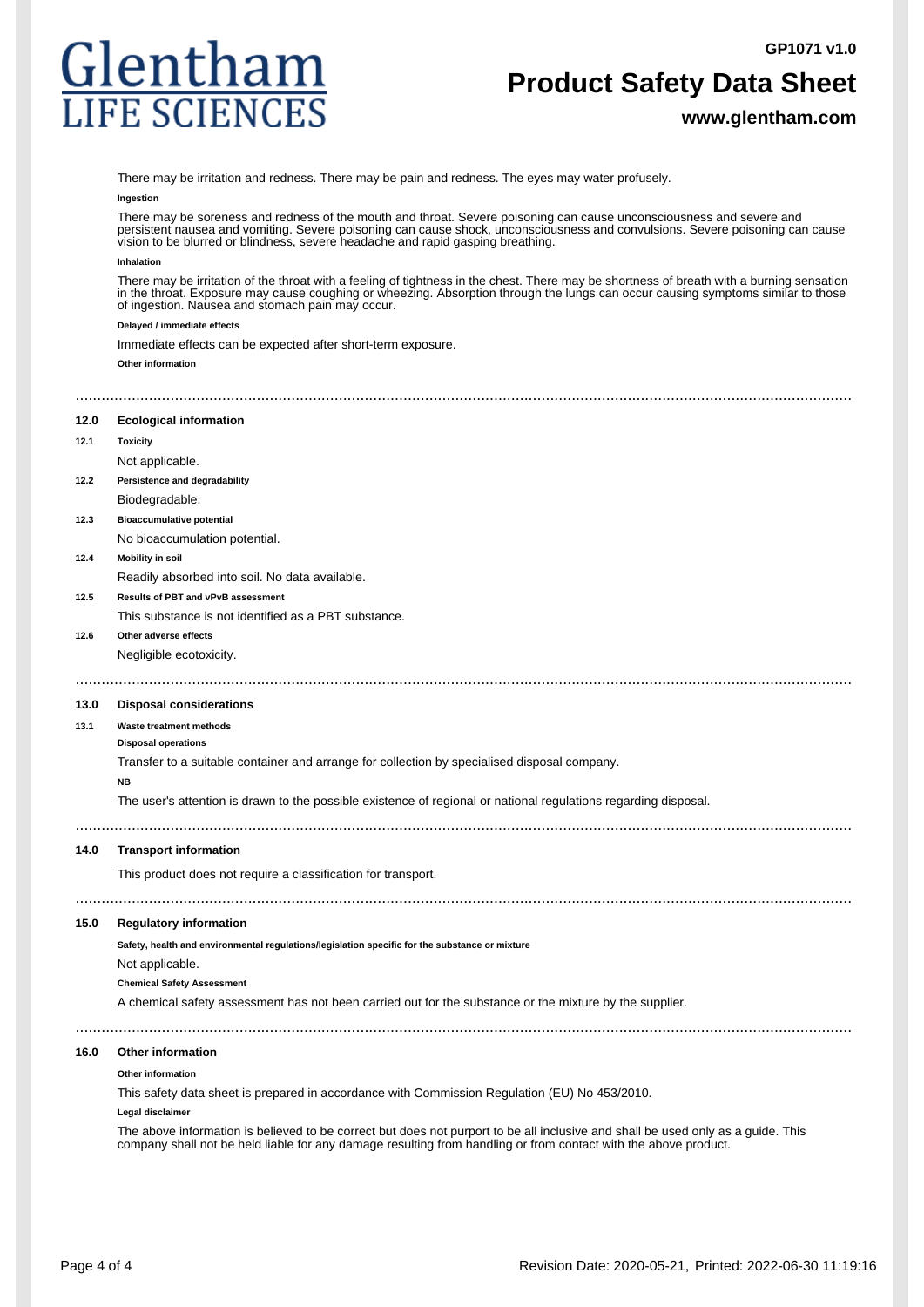There may be irritation and redness. There may be pain and redness. The eyes may water profusely.

**Ingestion**

There may be soreness and redness of the mouth and throat. Severe poisoning can cause unconsciousness and severe and persistent nausea and vomiting. Severe poisoning can cause shock, unconsciousness and convulsions. Severe poisoning can cause vision to be blurred or blindness, severe headache and rapid gasping breathing.

**Inhalation**

There may be irritation of the throat with a feeling of tightness in the chest. There may be shortness of breath with a burning sensation in the throat. Exposure may cause coughing or wheezing. Absorption through the lungs can occur causing symptoms similar to those of ingestion. Nausea and stomach pain may occur.

**Delayed / immediate effects**

Immediate effects can be expected after short-term exposure.

**Other information**

## 12.0 Ecological information

**12.1 Toxicity**

Not applicable.

**12.2 Persistence and degradability**

Biodegradable.

**12.3 Bioaccumulative potential**

No bioaccumulation potential.

**12.4 Mobility in soil**

Readily absorbed into soil. No data available.

**12.5 Results of PBT and vPvB assessment**

This substance is not identified as a PBT substance.

**12.6 Other adverse effects**

Negligible ecotoxicity.

## 13.0 Disposal considerations

**13.1 Waste treatment methods**

**Disposal operations**

Transfer to a suitable container and arrange for collection by specialised disposal company.

**NB**

The user's attention is drawn to the possible existence of regional or national regulations regarding disposal.

## 14.0 Transport information

This product does not require a classification for transport.

## 15.0 Regulatory information

**Safety, health and environmental regulations/legislation specific for the substance or mixture**

Not applicable.

**Chemical Safety Assessment**

A chemical safety assessment has not been carried out for the substance or the mixture by the supplier.

## 16.0 Other information

**Other information**

This safety data sheet is prepared in accordance with Commission Regulation (EU) No 453/2010.

**Legal disclaimer**

The above information is believed to be correct but does not purport to be all inclusive and shall be used only as a guide. This company shall not be held liable for any damage resulting from handling or from contact with the above product.